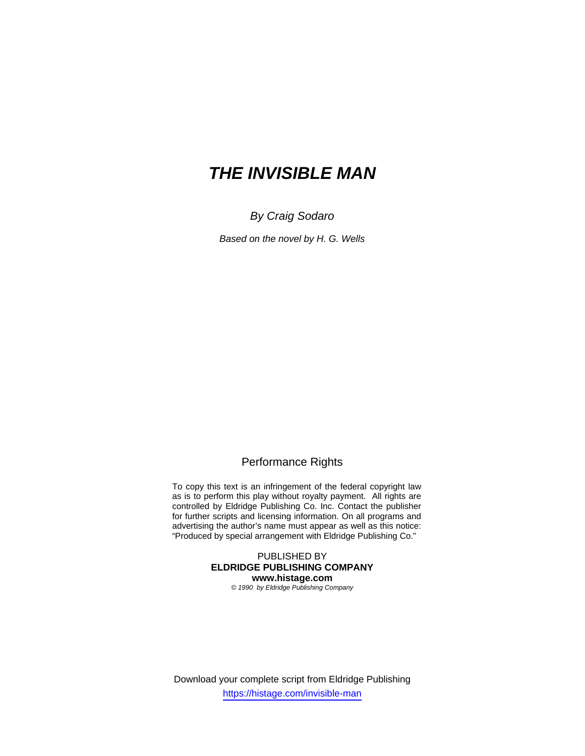# *THE INVISIBLE MAN*

*By Craig Sodaro*

*Based on the novel by H. G. Wells*

## Performance Rights

To copy this text is an infringement of the federal copyright law as is to perform this play without royalty payment. All rights are controlled by Eldridge Publishing Co. Inc. Contact the publisher for further scripts and licensing information. On all programs and advertising the author's name must appear as well as this notice: "Produced by special arrangement with Eldridge Publishing Co."

PUBLISHED BY
**ELDRIDGE PUBLISHING COMPANY**
**www.histage.com**
*© 1990 by Eldridge Publishing Company*

Download your complete script from Eldridge Publishing
https://histage.com/invisible-man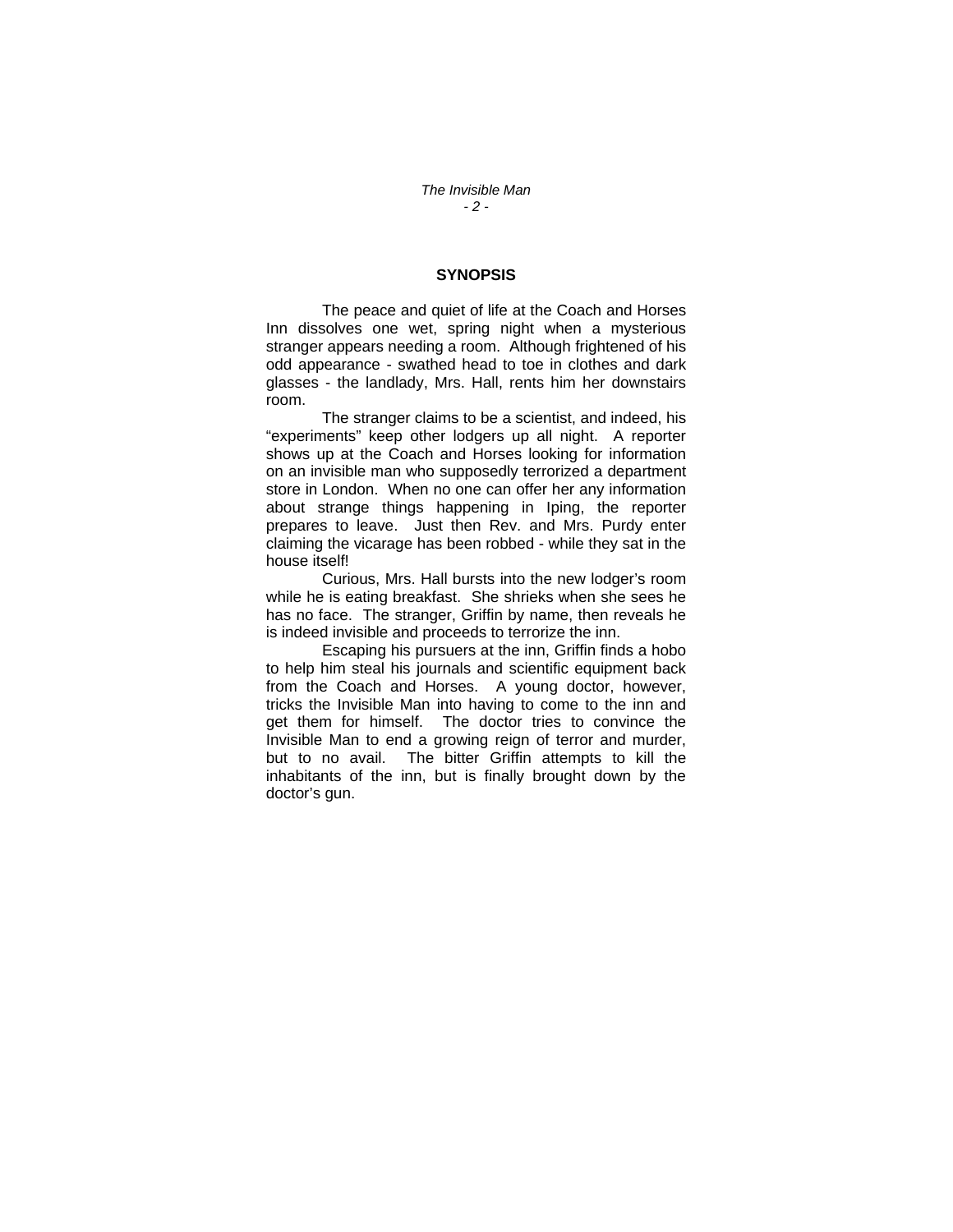## SYNOPSIS

The peace and quiet of life at the Coach and Horses Inn dissolves one wet, spring night when a mysterious stranger appears needing a room. Although frightened of his odd appearance - swathed head to toe in clothes and dark glasses - the landlady, Mrs. Hall, rents him her downstairs room.

The stranger claims to be a scientist, and indeed, his “experiments” keep other lodgers up all night. A reporter shows up at the Coach and Horses looking for information on an invisible man who supposedly terrorized a department store in London. When no one can offer her any information about strange things happening in Iping, the reporter prepares to leave. Just then Rev. and Mrs. Purdy enter claiming the vicarage has been robbed - while they sat in the house itself!

Curious, Mrs. Hall bursts into the new lodger’s room while he is eating breakfast. She shrieks when she sees he has no face. The stranger, Griffin by name, then reveals he is indeed invisible and proceeds to terrorize the inn.

Escaping his pursuers at the inn, Griffin finds a hobo to help him steal his journals and scientific equipment back from the Coach and Horses. A young doctor, however, tricks the Invisible Man into having to come to the inn and get them for himself. The doctor tries to convince the Invisible Man to end a growing reign of terror and murder, but to no avail. The bitter Griffin attempts to kill the inhabitants of the inn, but is finally brought down by the doctor’s gun.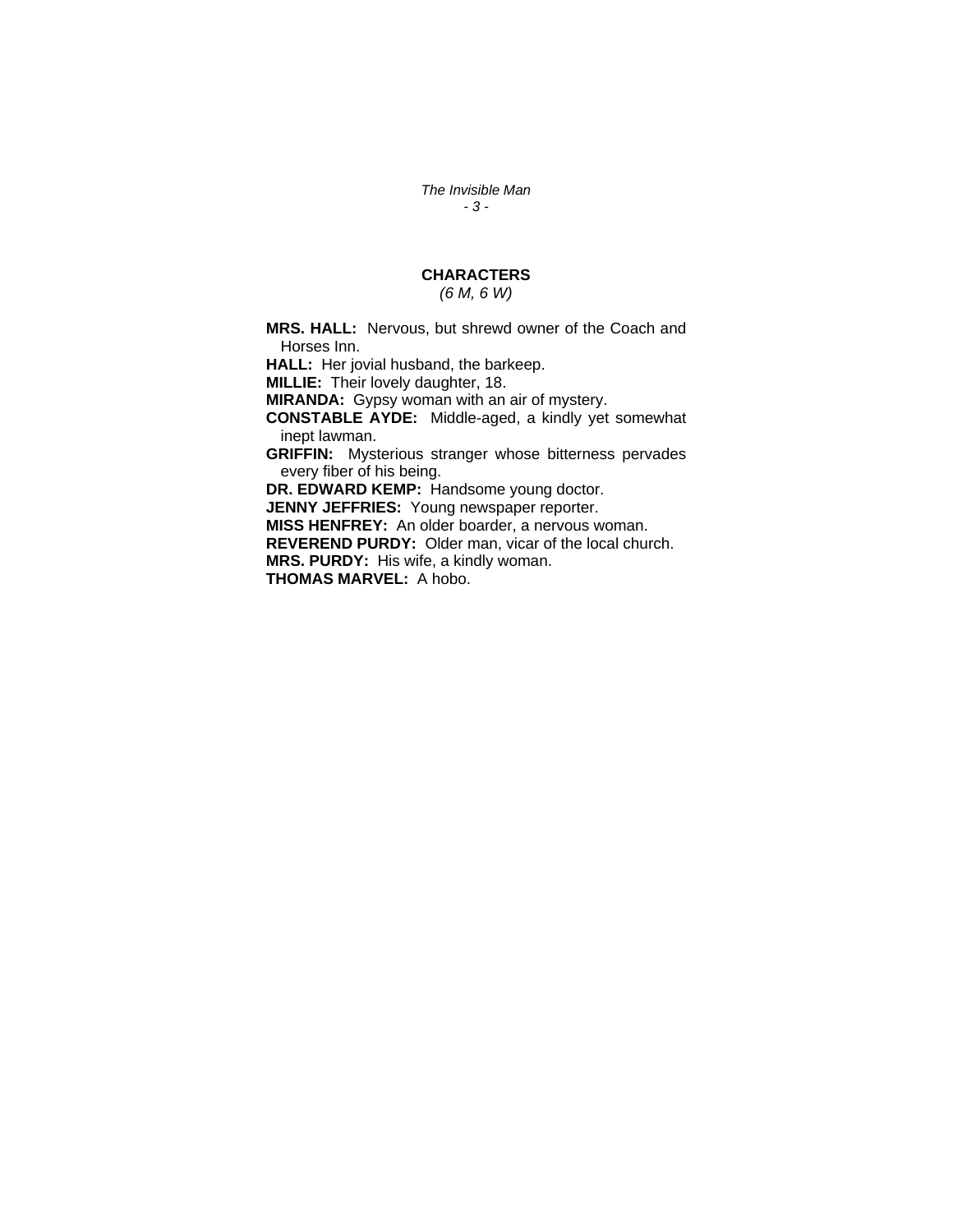## CHARACTERS

*(6 M, 6 W)*

**MRS. HALL:** Nervous, but shrewd owner of the Coach and Horses Inn.

**HALL:** Her jovial husband, the barkeep.

**MILLIE:** Their lovely daughter, 18.

**MIRANDA:** Gypsy woman with an air of mystery.

**CONSTABLE AYDE:** Middle-aged, a kindly yet somewhat inept lawman.

**GRIFFIN:** Mysterious stranger whose bitterness pervades every fiber of his being.

**DR. EDWARD KEMP:** Handsome young doctor.

**JENNY JEFFRIES:** Young newspaper reporter.

**MISS HENFREY:** An older boarder, a nervous woman.

**REVEREND PURDY:** Older man, vicar of the local church.

**MRS. PURDY:** His wife, a kindly woman.

**THOMAS MARVEL:** A hobo.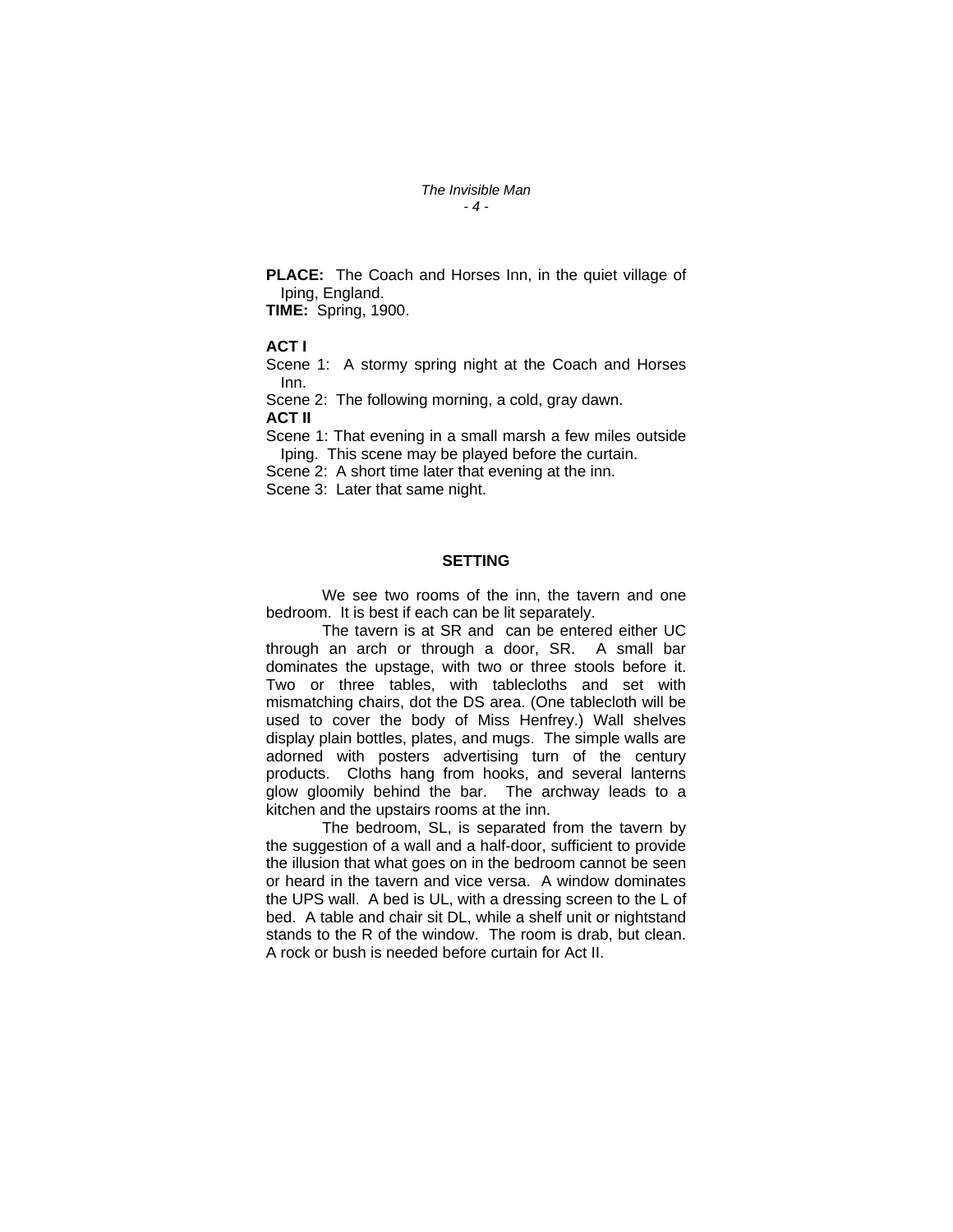**PLACE:** The Coach and Horses Inn, in the quiet village of Iping, England.
**TIME:** Spring, 1900.

**ACT I**

Scene 1: A stormy spring night at the Coach and Horses Inn.

Scene 2: The following morning, a cold, gray dawn.

**ACT II**

Scene 1: That evening in a small marsh a few miles outside Iping. This scene may be played before the curtain.

Scene 2: A short time later that evening at the inn.

Scene 3: Later that same night.

## SETTING

We see two rooms of the inn, the tavern and one bedroom. It is best if each can be lit separately.

The tavern is at SR and can be entered either UC through an arch or through a door, SR. A small bar dominates the upstage, with two or three stools before it. Two or three tables, with tablecloths and set with mismatching chairs, dot the DS area. (One tablecloth will be used to cover the body of Miss Henfrey.) Wall shelves display plain bottles, plates, and mugs. The simple walls are adorned with posters advertising turn of the century products. Cloths hang from hooks, and several lanterns glow gloomily behind the bar. The archway leads to a kitchen and the upstairs rooms at the inn.

The bedroom, SL, is separated from the tavern by the suggestion of a wall and a half-door, sufficient to provide the illusion that what goes on in the bedroom cannot be seen or heard in the tavern and vice versa. A window dominates the UPS wall. A bed is UL, with a dressing screen to the L of bed. A table and chair sit DL, while a shelf unit or nightstand stands to the R of the window. The room is drab, but clean. A rock or bush is needed before curtain for Act II.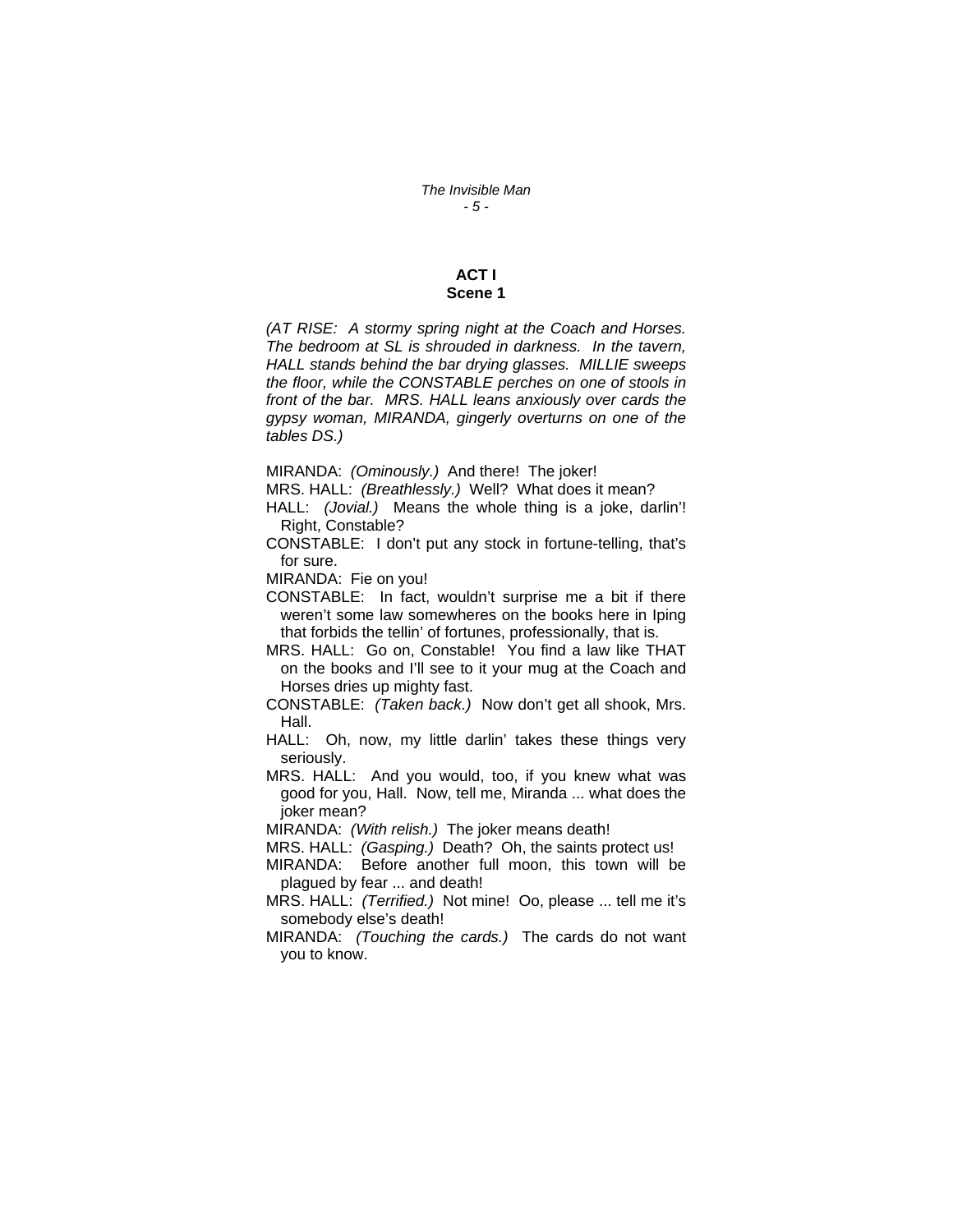## ACT I
### Scene 1

*(AT RISE: A stormy spring night at the Coach and Horses. The bedroom at SL is shrouded in darkness. In the tavern, HALL stands behind the bar drying glasses. MILLIE sweeps the floor, while the CONSTABLE perches on one of stools in front of the bar. MRS. HALL leans anxiously over cards the gypsy woman, MIRANDA, gingerly overturns on one of the tables DS.)*

MIRANDA: *(Ominously.)* And there! The joker!

MRS. HALL: *(Breathlessly.)* Well? What does it mean?

HALL: *(Jovial.)* Means the whole thing is a joke, darlin'! Right, Constable?

CONSTABLE: I don't put any stock in fortune-telling, that's for sure.

MIRANDA: Fie on you!

CONSTABLE: In fact, wouldn't surprise me a bit if there weren't some law somewheres on the books here in Iping that forbids the tellin' of fortunes, professionally, that is.

MRS. HALL: Go on, Constable! You find a law like THAT on the books and I'll see to it your mug at the Coach and Horses dries up mighty fast.

CONSTABLE: *(Taken back.)* Now don't get all shook, Mrs. Hall.

HALL: Oh, now, my little darlin' takes these things very seriously.

MRS. HALL: And you would, too, if you knew what was good for you, Hall. Now, tell me, Miranda ... what does the joker mean?

MIRANDA: *(With relish.)* The joker means death!

MRS. HALL: *(Gasping.)* Death? Oh, the saints protect us!

MIRANDA: Before another full moon, this town will be plagued by fear ... and death!

MRS. HALL: *(Terrified.)* Not mine! Oo, please ... tell me it's somebody else's death!

MIRANDA: *(Touching the cards.)* The cards do not want you to know.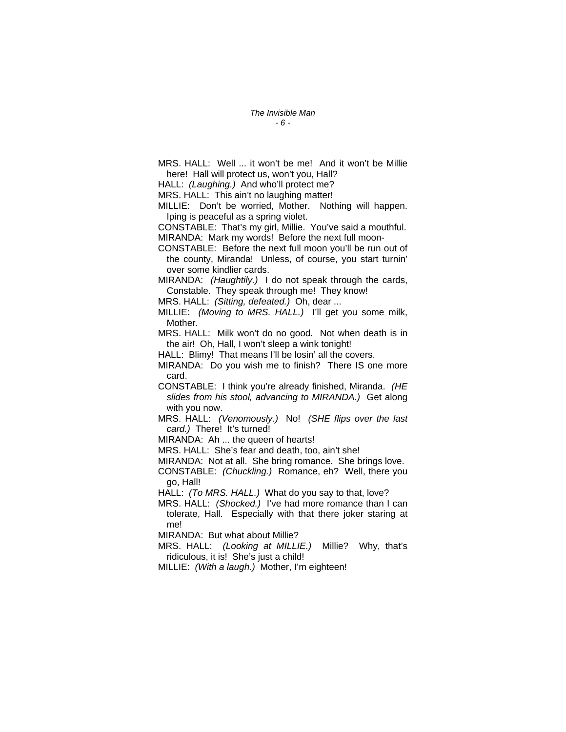MRS. HALL: Well ... it won't be me! And it won't be Millie here! Hall will protect us, won't you, Hall?

HALL: *(Laughing.)* And who'll protect me?

MRS. HALL: This ain't no laughing matter!

MILLIE: Don't be worried, Mother. Nothing will happen. Iping is peaceful as a spring violet.

CONSTABLE: That's my girl, Millie. You've said a mouthful.

MIRANDA: Mark my words! Before the next full moon-

CONSTABLE: Before the next full moon you'll be run out of the county, Miranda! Unless, of course, you start turnin' over some kindlier cards.

MIRANDA: *(Haughtily.)* I do not speak through the cards, Constable. They speak through me! They know!

MRS. HALL: *(Sitting, defeated.)* Oh, dear ...

MILLIE: *(Moving to MRS. HALL.)* I'll get you some milk, Mother.

MRS. HALL: Milk won't do no good. Not when death is in the air! Oh, Hall, I won't sleep a wink tonight!

HALL: Blimy! That means I'll be losin' all the covers.

MIRANDA: Do you wish me to finish? There IS one more card.

CONSTABLE: I think you're already finished, Miranda. *(HE slides from his stool, advancing to MIRANDA.)* Get along with you now.

MRS. HALL: *(Venomously.)* No! *(SHE flips over the last card.)* There! It's turned!

MIRANDA: Ah ... the queen of hearts!

MRS. HALL: She's fear and death, too, ain't she!

MIRANDA: Not at all. She bring romance. She brings love.

CONSTABLE: *(Chuckling.)* Romance, eh? Well, there you go, Hall!

HALL: *(To MRS. HALL.)* What do you say to that, love?

MRS. HALL: *(Shocked.)* I've had more romance than I can tolerate, Hall. Especially with that there joker staring at me!

MIRANDA: But what about Millie?

MRS. HALL: *(Looking at MILLIE.)* Millie? Why, that's ridiculous, it is! She's just a child!

MILLIE: *(With a laugh.)* Mother, I'm eighteen!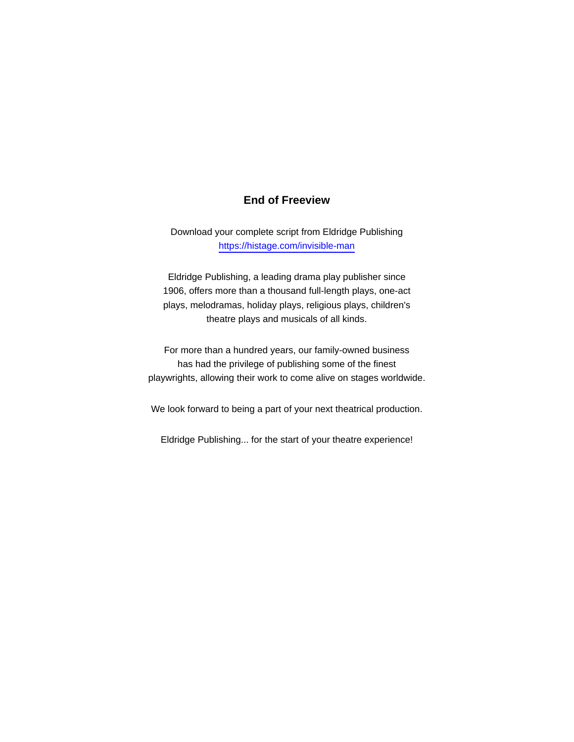### End of Freeview

Download your complete script from Eldridge Publishing
[https://histage.com/invisible-man](https://histage.com/invisible-man)

Eldridge Publishing, a leading drama play publisher since 1906, offers more than a thousand full-length plays, one-act plays, melodramas, holiday plays, religious plays, children's theatre plays and musicals of all kinds.

For more than a hundred years, our family-owned business has had the privilege of publishing some of the finest playwrights, allowing their work to come alive on stages worldwide.

We look forward to being a part of your next theatrical production.

Eldridge Publishing... for the start of your theatre experience!